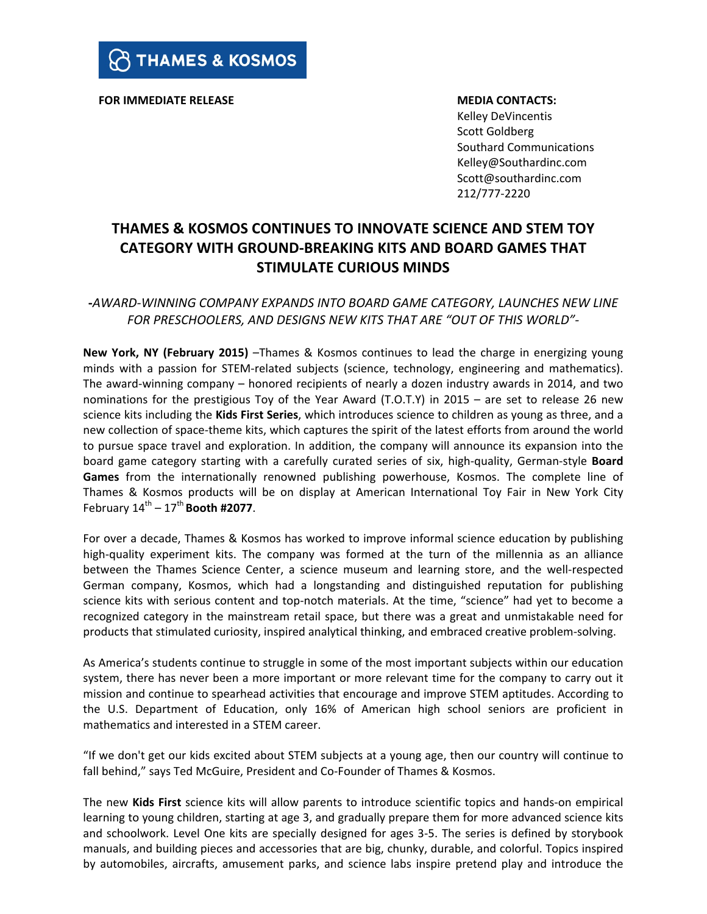**THAMES & KOSMOS**

**FOR IMMEDIATE RELEASE**

**MEDIA CONTACTS:**
Kelley DeVincentis
Scott Goldberg
Southard Communications
Kelley@Southardinc.com
Scott@southardinc.com
212/777-2220

# THAMES & KOSMOS CONTINUES TO INNOVATE SCIENCE AND STEM TOY CATEGORY WITH GROUND-BREAKING KITS AND BOARD GAMES THAT STIMULATE CURIOUS MINDS

*-AWARD-WINNING COMPANY EXPANDS INTO BOARD GAME CATEGORY, LAUNCHES NEW LINE FOR PRESCHOOLERS, AND DESIGNS NEW KITS THAT ARE "OUT OF THIS WORLD"-*

**New York, NY (February 2015)** –Thames & Kosmos continues to lead the charge in energizing young minds with a passion for STEM-related subjects (science, technology, engineering and mathematics). The award-winning company – honored recipients of nearly a dozen industry awards in 2014, and two nominations for the prestigious Toy of the Year Award (T.O.T.Y) in 2015 – are set to release 26 new science kits including the **Kids First Series**, which introduces science to children as young as three, and a new collection of space-theme kits, which captures the spirit of the latest efforts from around the world to pursue space travel and exploration. In addition, the company will announce its expansion into the board game category starting with a carefully curated series of six, high-quality, German-style **Board Games** from the internationally renowned publishing powerhouse, Kosmos. The complete line of Thames & Kosmos products will be on display at American International Toy Fair in New York City February 14th – 17th **Booth #2077**.

For over a decade, Thames & Kosmos has worked to improve informal science education by publishing high-quality experiment kits. The company was formed at the turn of the millennia as an alliance between the Thames Science Center, a science museum and learning store, and the well-respected German company, Kosmos, which had a longstanding and distinguished reputation for publishing science kits with serious content and top-notch materials. At the time, "science" had yet to become a recognized category in the mainstream retail space, but there was a great and unmistakable need for products that stimulated curiosity, inspired analytical thinking, and embraced creative problem-solving.

As America's students continue to struggle in some of the most important subjects within our education system, there has never been a more important or more relevant time for the company to carry out it mission and continue to spearhead activities that encourage and improve STEM aptitudes. According to the U.S. Department of Education, only 16% of American high school seniors are proficient in mathematics and interested in a STEM career.

"If we don't get our kids excited about STEM subjects at a young age, then our country will continue to fall behind," says Ted McGuire, President and Co-Founder of Thames & Kosmos.

The new **Kids First** science kits will allow parents to introduce scientific topics and hands-on empirical learning to young children, starting at age 3, and gradually prepare them for more advanced science kits and schoolwork. Level One kits are specially designed for ages 3-5. The series is defined by storybook manuals, and building pieces and accessories that are big, chunky, durable, and colorful. Topics inspired by automobiles, aircrafts, amusement parks, and science labs inspire pretend play and introduce the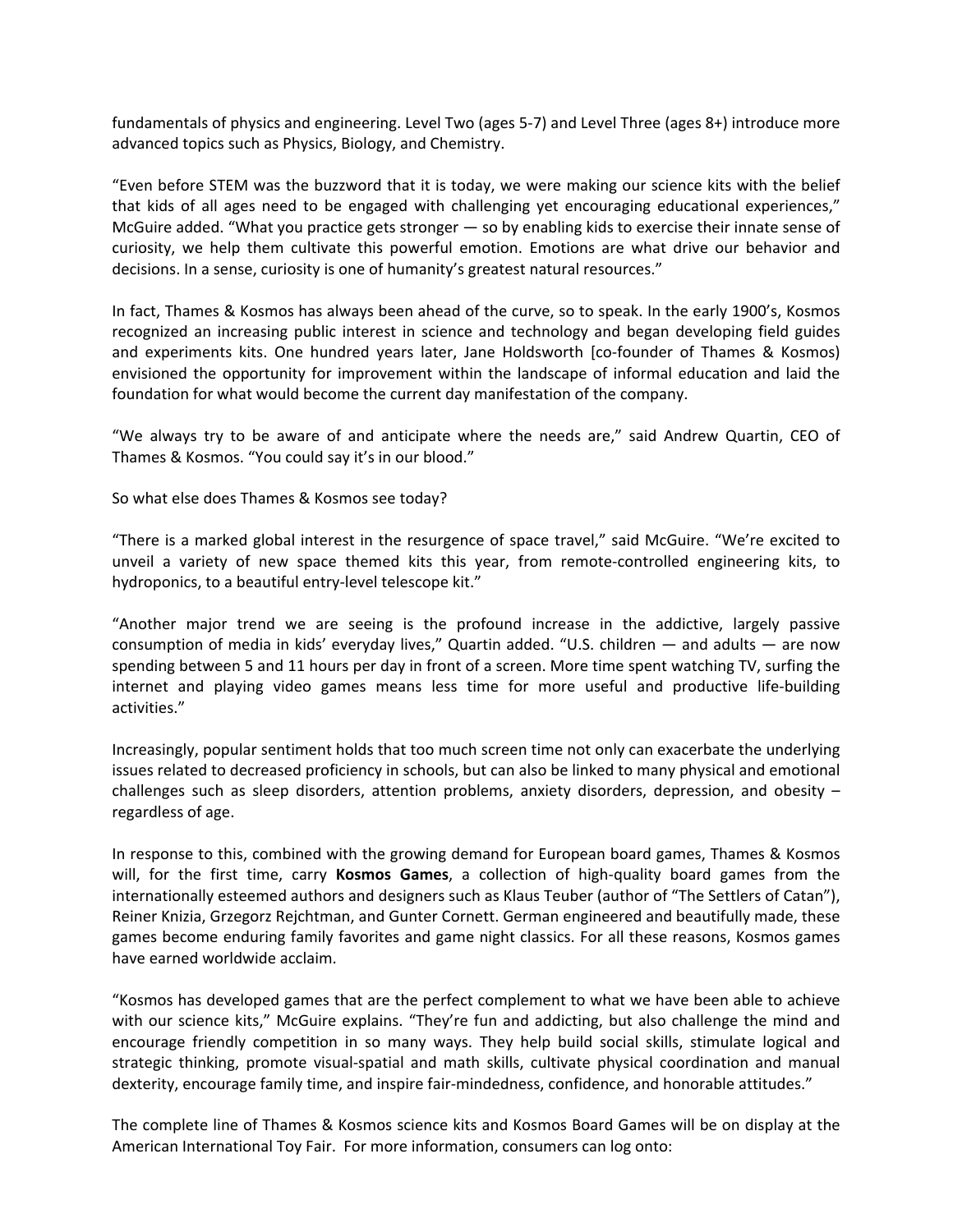fundamentals of physics and engineering. Level Two (ages 5-7) and Level Three (ages 8+) introduce more advanced topics such as Physics, Biology, and Chemistry.

"Even before STEM was the buzzword that it is today, we were making our science kits with the belief that kids of all ages need to be engaged with challenging yet encouraging educational experiences," McGuire added. "What you practice gets stronger — so by enabling kids to exercise their innate sense of curiosity, we help them cultivate this powerful emotion. Emotions are what drive our behavior and decisions. In a sense, curiosity is one of humanity's greatest natural resources."

In fact, Thames & Kosmos has always been ahead of the curve, so to speak. In the early 1900's, Kosmos recognized an increasing public interest in science and technology and began developing field guides and experiments kits. One hundred years later, Jane Holdsworth [co-founder of Thames & Kosmos) envisioned the opportunity for improvement within the landscape of informal education and laid the foundation for what would become the current day manifestation of the company.

"We always try to be aware of and anticipate where the needs are," said Andrew Quartin, CEO of Thames & Kosmos. "You could say it's in our blood."

So what else does Thames & Kosmos see today?

"There is a marked global interest in the resurgence of space travel," said McGuire. "We're excited to unveil a variety of new space themed kits this year, from remote-controlled engineering kits, to hydroponics, to a beautiful entry-level telescope kit."

"Another major trend we are seeing is the profound increase in the addictive, largely passive consumption of media in kids' everyday lives," Quartin added. "U.S. children — and adults — are now spending between 5 and 11 hours per day in front of a screen. More time spent watching TV, surfing the internet and playing video games means less time for more useful and productive life-building activities."

Increasingly, popular sentiment holds that too much screen time not only can exacerbate the underlying issues related to decreased proficiency in schools, but can also be linked to many physical and emotional challenges such as sleep disorders, attention problems, anxiety disorders, depression, and obesity – regardless of age.

In response to this, combined with the growing demand for European board games, Thames & Kosmos will, for the first time, carry **Kosmos Games**, a collection of high-quality board games from the internationally esteemed authors and designers such as Klaus Teuber (author of "The Settlers of Catan"), Reiner Knizia, Grzegorz Rejchtman, and Gunter Cornett. German engineered and beautifully made, these games become enduring family favorites and game night classics. For all these reasons, Kosmos games have earned worldwide acclaim.

"Kosmos has developed games that are the perfect complement to what we have been able to achieve with our science kits," McGuire explains. "They're fun and addicting, but also challenge the mind and encourage friendly competition in so many ways. They help build social skills, stimulate logical and strategic thinking, promote visual-spatial and math skills, cultivate physical coordination and manual dexterity, encourage family time, and inspire fair-mindedness, confidence, and honorable attitudes."

The complete line of Thames & Kosmos science kits and Kosmos Board Games will be on display at the American International Toy Fair. For more information, consumers can log onto: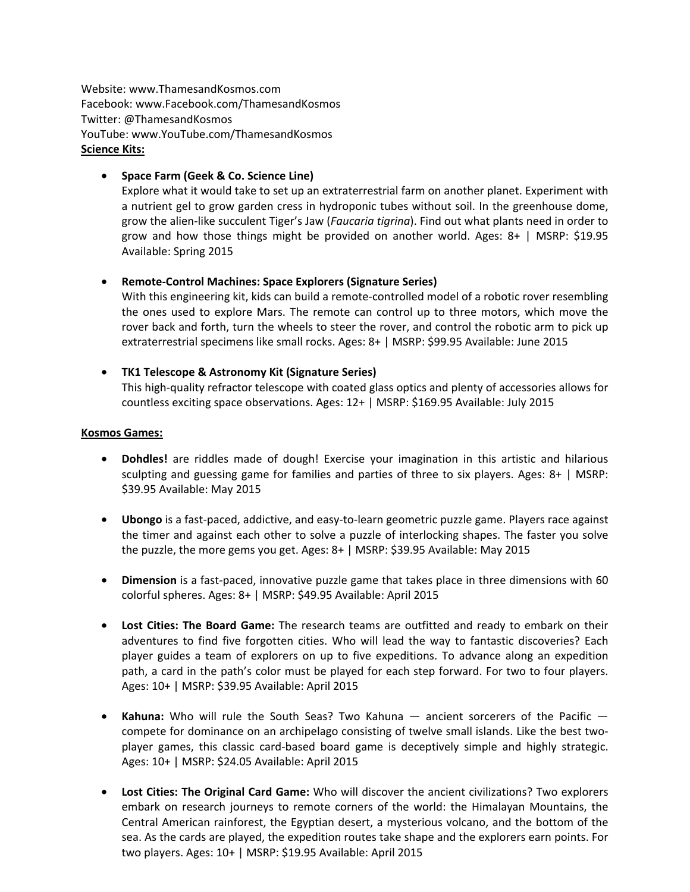Website: www.ThamesandKosmos.com
Facebook: www.Facebook.com/ThamesandKosmos
Twitter: @ThamesandKosmos
YouTube: www.YouTube.com/ThamesandKosmos

**<u>Science Kits:</u>**

- **Space Farm (Geek & Co. Science Line)**
  Explore what it would take to set up an extraterrestrial farm on another planet. Experiment with a nutrient gel to grow garden cress in hydroponic tubes without soil. In the greenhouse dome, grow the alien-like succulent Tiger's Jaw (*Faucaria tigrina*). Find out what plants need in order to grow and how those things might be provided on another world. Ages: 8+ | MSRP: $19.95 Available: Spring 2015

- **Remote-Control Machines: Space Explorers (Signature Series)**
  With this engineering kit, kids can build a remote-controlled model of a robotic rover resembling the ones used to explore Mars. The remote can control up to three motors, which move the rover back and forth, turn the wheels to steer the rover, and control the robotic arm to pick up extraterrestrial specimens like small rocks. Ages: 8+ | MSRP: $99.95 Available: June 2015

- **TK1 Telescope & Astronomy Kit (Signature Series)**
  This high-quality refractor telescope with coated glass optics and plenty of accessories allows for countless exciting space observations. Ages: 12+ | MSRP: $169.95 Available: July 2015

**<u>Kosmos Games:</u>**

- **Dohdles!** are riddles made of dough! Exercise your imagination in this artistic and hilarious sculpting and guessing game for families and parties of three to six players. Ages: 8+ | MSRP: $39.95 Available: May 2015

- **Ubongo** is a fast-paced, addictive, and easy-to-learn geometric puzzle game. Players race against the timer and against each other to solve a puzzle of interlocking shapes. The faster you solve the puzzle, the more gems you get. Ages: 8+ | MSRP: $39.95 Available: May 2015

- **Dimension** is a fast-paced, innovative puzzle game that takes place in three dimensions with 60 colorful spheres. Ages: 8+ | MSRP: $49.95 Available: April 2015

- **Lost Cities: The Board Game:** The research teams are outfitted and ready to embark on their adventures to find five forgotten cities. Who will lead the way to fantastic discoveries? Each player guides a team of explorers on up to five expeditions. To advance along an expedition path, a card in the path's color must be played for each step forward. For two to four players. Ages: 10+ | MSRP: $39.95 Available: April 2015

- **Kahuna:** Who will rule the South Seas? Two Kahuna — ancient sorcerers of the Pacific — compete for dominance on an archipelago consisting of twelve small islands. Like the best two-player games, this classic card-based board game is deceptively simple and highly strategic. Ages: 10+ | MSRP: $24.05 Available: April 2015

- **Lost Cities: The Original Card Game:** Who will discover the ancient civilizations? Two explorers embark on research journeys to remote corners of the world: the Himalayan Mountains, the Central American rainforest, the Egyptian desert, a mysterious volcano, and the bottom of the sea. As the cards are played, the expedition routes take shape and the explorers earn points. For two players. Ages: 10+ | MSRP: $19.95 Available: April 2015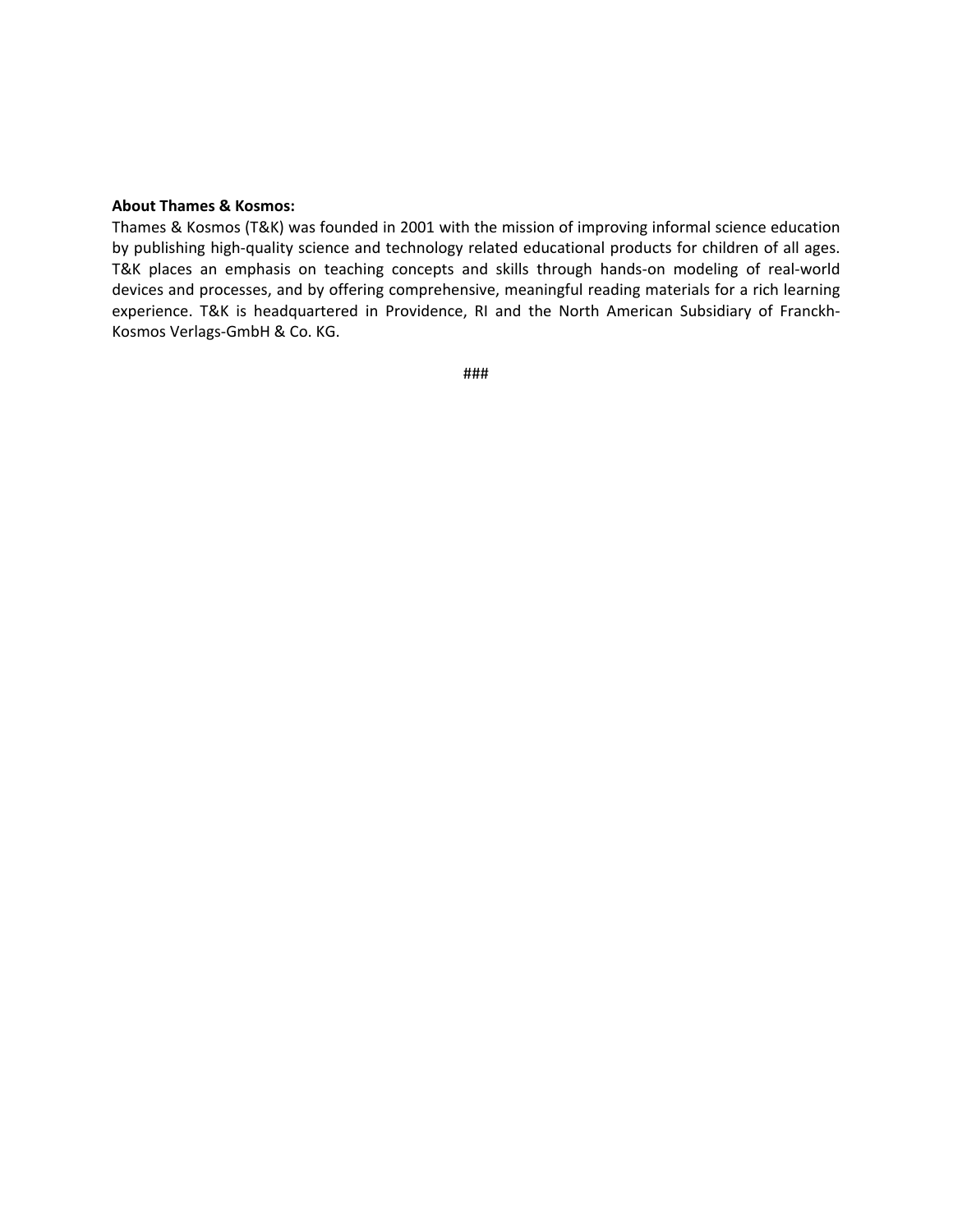**About Thames & Kosmos:**

Thames & Kosmos (T&K) was founded in 2001 with the mission of improving informal science education by publishing high-quality science and technology related educational products for children of all ages. T&K places an emphasis on teaching concepts and skills through hands-on modeling of real-world devices and processes, and by offering comprehensive, meaningful reading materials for a rich learning experience. T&K is headquartered in Providence, RI and the North American Subsidiary of Franckh-Kosmos Verlags-GmbH & Co. KG.

###